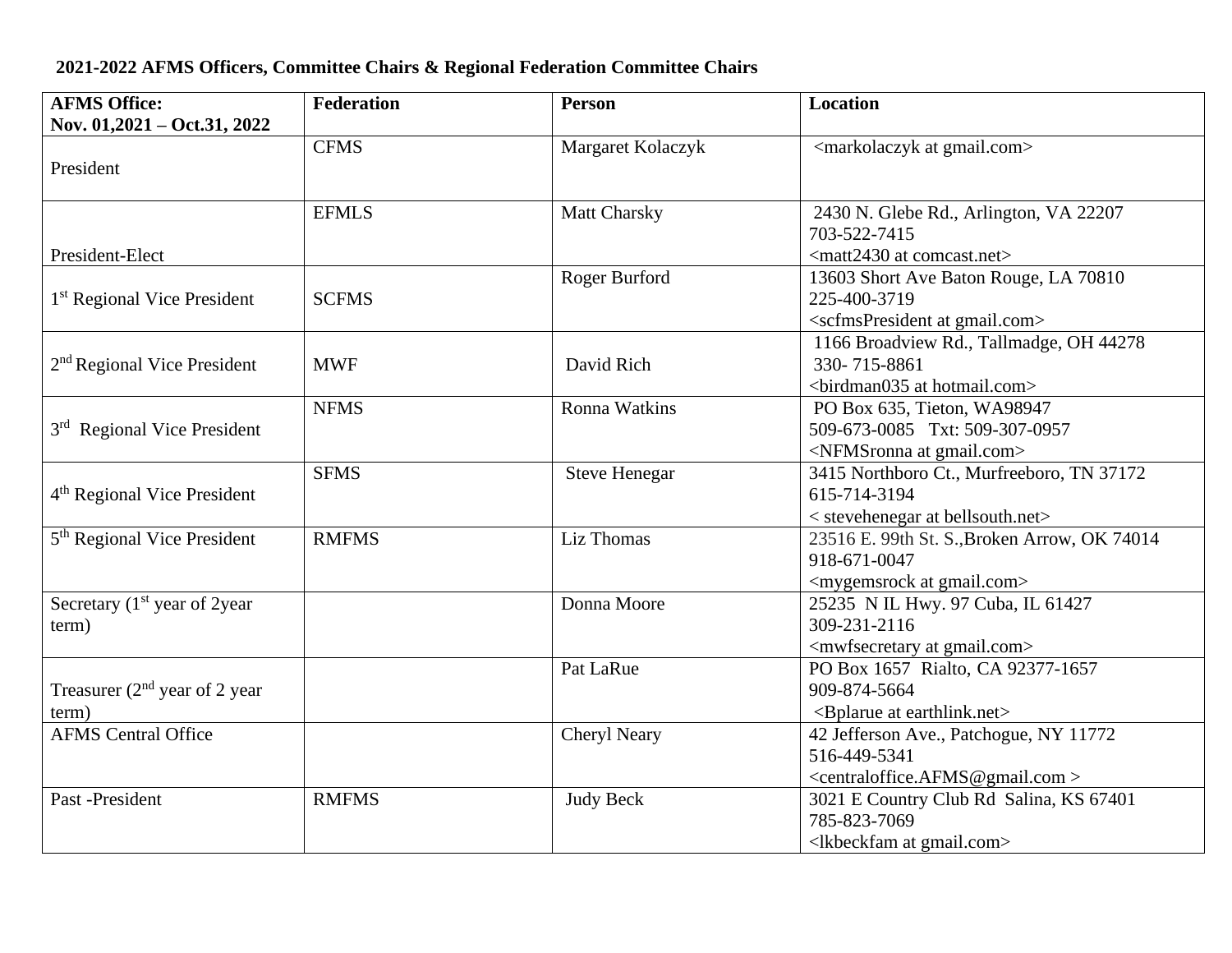**2021-2022 AFMS Officers, Committee Chairs & Regional Federation Committee Chairs**

| AFMS Office: Nov. 01,2021 – Oct.31, 2022 | Federation | Person | Location |
|---|---|---|---|
| President | CFMS | Margaret Kolaczyk | <markolaczyk at gmail.com> |
| President-Elect | EFMLS | Matt Charsky | 2430 N. Glebe Rd., Arlington, VA 22207<br>703-522-7415<br><matt2430 at comcast.net> |
| 1st Regional Vice President | SCFMS | Roger Burford | 13603 Short Ave Baton Rouge, LA 70810<br>225-400-3719<br><scfmsPresident at gmail.com> |
| 2nd Regional Vice President | MWF | David Rich | 1166 Broadview Rd., Tallmadge, OH 44278<br>330- 715-8861<br><birdman035 at hotmail.com> |
| 3rd Regional Vice President | NFMS | Ronna Watkins | PO Box 635, Tieton, WA98947<br>509-673-0085 Txt: 509-307-0957<br><NFMSronna at gmail.com> |
| 4th Regional Vice President | SFMS | Steve Henegar | 3415 Northboro Ct., Murfreeboro, TN 37172<br>615-714-3194<br>< stevehenegar at bellsouth.net> |
| 5th Regional Vice President | RMFMS | Liz Thomas | 23516 E. 99th St. S.,Broken Arrow, OK 74014<br>918-671-0047<br><mygemsrock at gmail.com> |
| Secretary (1st year of 2year term) | | Donna Moore | 25235 N IL Hwy. 97 Cuba, IL 61427<br>309-231-2116<br><mwfsecretary at gmail.com> |
| Treasurer (2nd year of 2 year term) | | Pat LaRue | PO Box 1657 Rialto, CA 92377-1657<br>909-874-5664<br><Bplarue at earthlink.net> |
| AFMS Central Office | | Cheryl Neary | 42 Jefferson Ave., Patchogue, NY 11772<br>516-449-5341<br><centraloffice.AFMS@gmail.com > |
| Past -President | RMFMS | Judy Beck | 3021 E Country Club Rd Salina, KS 67401<br>785-823-7069<br><lkbeckfam at gmail.com> |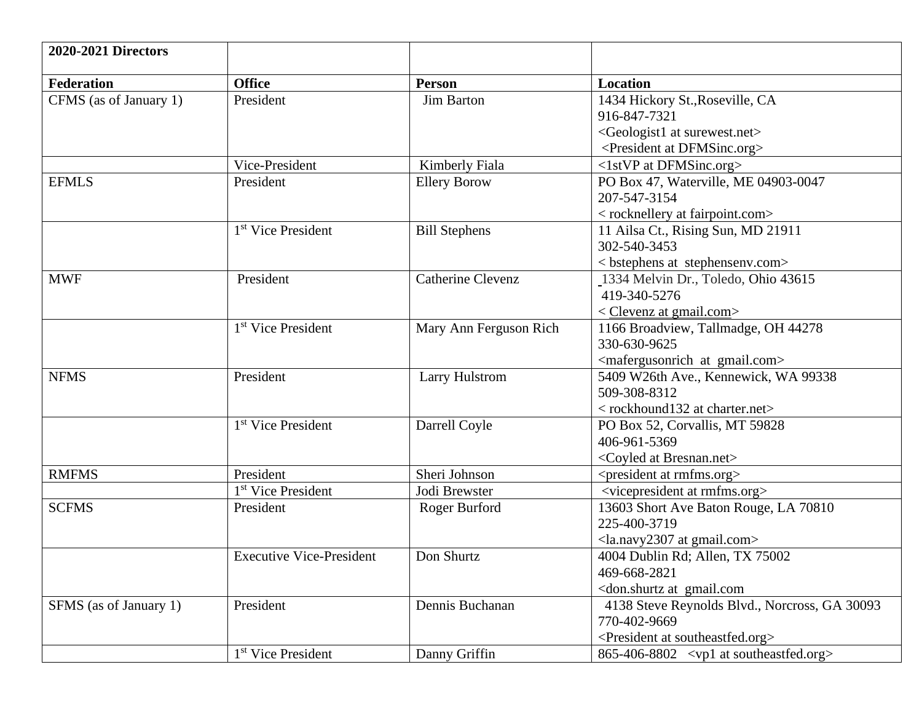| 2020-2021 Directors | | | |
|---|---|---|---|
| **Federation** | **Office** | **Person** | **Location** |
| CFMS (as of January 1) | President | Jim Barton | 1434 Hickory St.,Roseville, CA<br>916-847-7321<br><Geologist1 at surewest.net><br><President at DFMSinc.org> |
| | Vice-President | Kimberly Fiala | <1stVP at DFMSinc.org> |
| EFMLS | President | Ellery Borow | PO Box 47, Waterville, ME 04903-0047<br>207-547-3154<br>< rocknellery at fairpoint.com> |
| | 1st Vice President | Bill Stephens | 11 Ailsa Ct., Rising Sun, MD 21911<br>302-540-3453<br>< bstephens at stephensenv.com> |
| MWF | President | Catherine Clevenz | 1334 Melvin Dr., Toledo, Ohio 43615<br>419-340-5276<br>< Clevenz at gmail.com> |
| | 1st Vice President | Mary Ann Ferguson Rich | 1166 Broadview, Tallmadge, OH 44278<br>330-630-9625<br><mafergusonrich at gmail.com> |
| NFMS | President | Larry Hulstrom | 5409 W26th Ave., Kennewick, WA 99338<br>509-308-8312<br>< rockhound132 at charter.net> |
| | 1st Vice President | Darrell Coyle | PO Box 52, Corvallis, MT 59828<br>406-961-5369<br><Coyled at Bresnan.net> |
| RMFMS | President | Sheri Johnson | <president at rmfms.org> |
| | 1st Vice President | Jodi Brewster | <vicepresident at rmfms.org> |
| SCFMS | President | Roger Burford | 13603 Short Ave Baton Rouge, LA 70810<br>225-400-3719<br><la.navy2307 at gmail.com> |
| | Executive Vice-President | Don Shurtz | 4004 Dublin Rd; Allen, TX 75002<br>469-668-2821<br><don.shurtz at gmail.com |
| SFMS (as of January 1) | President | Dennis Buchanan | 4138 Steve Reynolds Blvd., Norcross, GA 30093<br>770-402-9669<br><President at southeastfed.org> |
| | 1st Vice President | Danny Griffin | 865-406-8802 <vp1 at southeastfed.org> |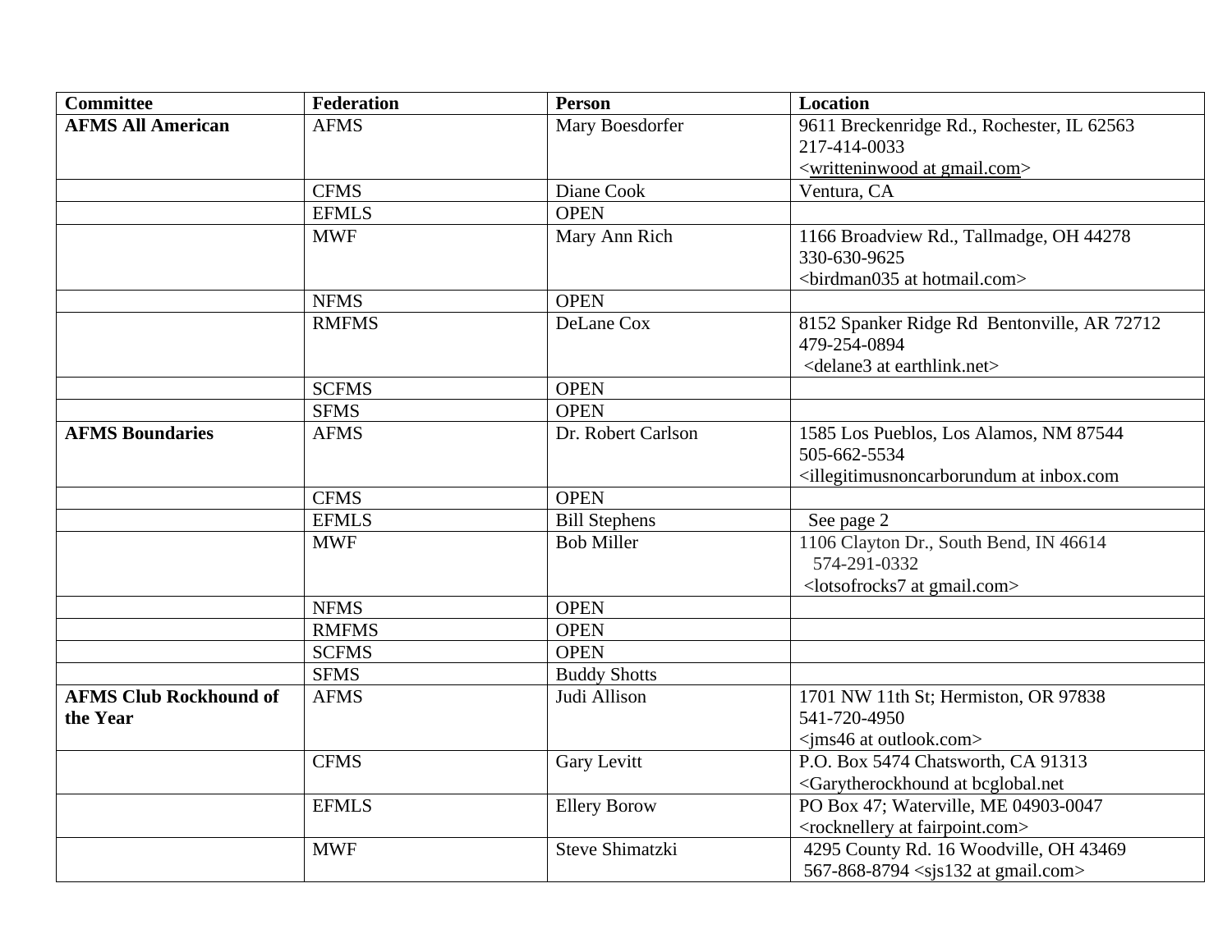| Committee | Federation | Person | Location |
|---|---|---|---|
| **AFMS All American** | AFMS | Mary Boesdorfer | 9611 Breckenridge Rd., Rochester, IL 62563<br>217-414-0033<br><writteninwood at gmail.com> |
| | CFMS | Diane Cook | Ventura, CA |
| | EFMLS | OPEN | |
| | MWF | Mary Ann Rich | 1166 Broadview Rd., Tallmadge, OH 44278<br>330-630-9625<br><birdman035 at hotmail.com> |
| | NFMS | OPEN | |
| | RMFMS | DeLane Cox | 8152 Spanker Ridge Rd Bentonville, AR 72712<br>479-254-0894<br><delane3 at earthlink.net> |
| | SCFMS | OPEN | |
| | SFMS | OPEN | |
| **AFMS Boundaries** | AFMS | Dr. Robert Carlson | 1585 Los Pueblos, Los Alamos, NM 87544<br>505-662-5534<br><illegitimusnoncarborundum at inbox.com |
| | CFMS | OPEN | |
| | EFMLS | Bill Stephens | See page 2 |
| | MWF | Bob Miller | 1106 Clayton Dr., South Bend, IN 46614<br>574-291-0332<br><lotsofrocks7 at gmail.com> |
| | NFMS | OPEN | |
| | RMFMS | OPEN | |
| | SCFMS | OPEN | |
| | SFMS | Buddy Shotts | |
| **AFMS Club Rockhound of the Year** | AFMS | Judi Allison | 1701 NW 11th St; Hermiston, OR 97838<br>541-720-4950<br><jms46 at outlook.com> |
| | CFMS | Gary Levitt | P.O. Box 5474 Chatsworth, CA 91313<br><Garytherockhound at bcglobal.net |
| | EFMLS | Ellery Borow | PO Box 47; Waterville, ME 04903-0047<br><rocknellery at fairpoint.com> |
| | MWF | Steve Shimatzki | 4295 County Rd. 16 Woodville, OH 43469<br>567-868-8794 <sjs132 at gmail.com> |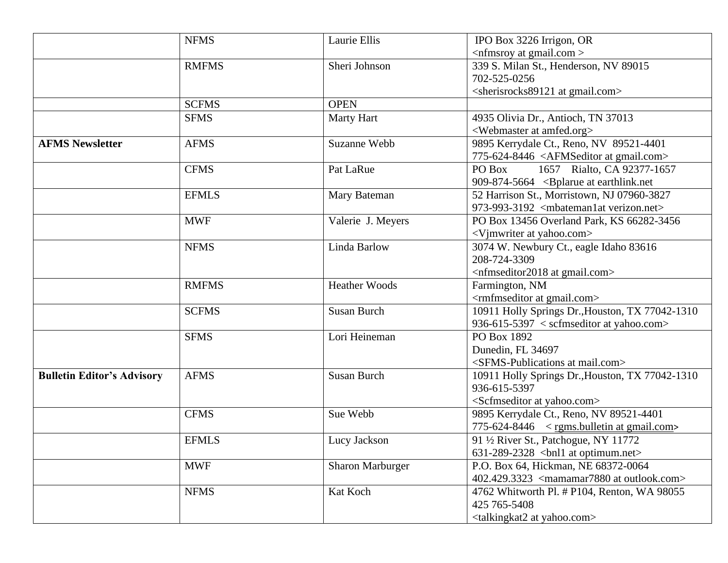| | | | |
|---|---|---|---|
| | NFMS | Laurie Ellis | IPO Box 3226 Irrigon, OR<br><nfmsroy at gmail.com > |
| | RMFMS | Sheri Johnson | 339 S. Milan St., Henderson, NV 89015<br>702-525-0256<br><sherisrocks89121 at gmail.com> |
| | SCFMS | OPEN | |
| | SFMS | Marty Hart | 4935 Olivia Dr., Antioch, TN 37013<br><Webmaster at amfed.org> |
| **AFMS Newsletter** | AFMS | Suzanne Webb | 9895 Kerrydale Ct., Reno, NV 89521-4401<br>775-624-8446 <AFMSeditor at gmail.com> |
| | CFMS | Pat LaRue | PO Box 1657 Rialto, CA 92377-1657<br>909-874-5664 <Bplarue at earthlink.net |
| | EFMLS | Mary Bateman | 52 Harrison St., Morristown, NJ 07960-3827<br>973-993-3192 <mbateman1at verizon.net> |
| | MWF | Valerie J. Meyers | PO Box 13456 Overland Park, KS 66282-3456<br><Vjmwriter at yahoo.com> |
| | NFMS | Linda Barlow | 3074 W. Newbury Ct., eagle Idaho 83616<br>208-724-3309<br><nfmseditor2018 at gmail.com> |
| | RMFMS | Heather Woods | Farmington, NM<br><rmfmseditor at gmail.com> |
| | SCFMS | Susan Burch | 10911 Holly Springs Dr.,Houston, TX 77042-1310<br>936-615-5397 < scfmseditor at yahoo.com> |
| | SFMS | Lori Heineman | PO Box 1892<br>Dunedin, FL 34697<br><SFMS-Publications at mail.com> |
| **Bulletin Editor's Advisory** | AFMS | Susan Burch | 10911 Holly Springs Dr.,Houston, TX 77042-1310<br>936-615-5397<br><Scfmseditor at yahoo.com> |
| | CFMS | Sue Webb | 9895 Kerrydale Ct., Reno, NV 89521-4401<br>775-624-8446 < rgms.bulletin at gmail.com> |
| | EFMLS | Lucy Jackson | 91 ½ River St., Patchogue, NY 11772<br>631-289-2328 <bnl1 at optimum.net> |
| | MWF | Sharon Marburger | P.O. Box 64, Hickman, NE 68372-0064<br>402.429.3323 <mamamar7880 at outlook.com> |
| | NFMS | Kat Koch | 4762 Whitworth Pl. # P104, Renton, WA 98055<br>425 765-5408<br><talkingkat2 at yahoo.com> |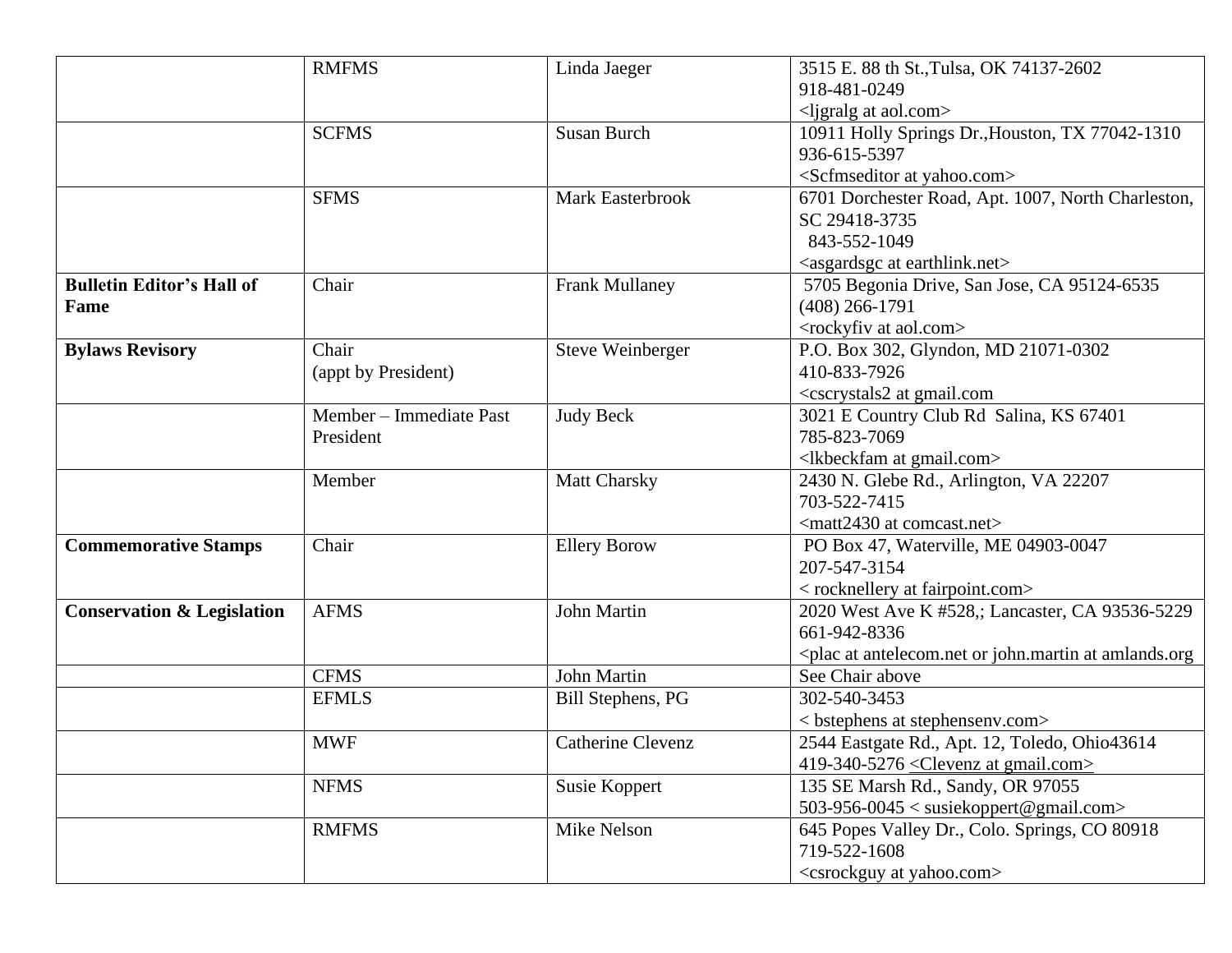| | | | |
|---|---|---|---|
| | RMFMS | Linda Jaeger | 3515 E. 88 th St.,Tulsa, OK 74137-2602<br>918-481-0249<br><ljgralg at aol.com> |
| | SCFMS | Susan Burch | 10911 Holly Springs Dr.,Houston, TX 77042-1310<br>936-615-5397<br><Scfmseditor at yahoo.com> |
| | SFMS | Mark Easterbrook | 6701 Dorchester Road, Apt. 1007, North Charleston, SC 29418-3735<br>843-552-1049<br><asgardsgc at earthlink.net> |
| **Bulletin Editor's Hall of Fame** | Chair | Frank Mullaney | 5705 Begonia Drive, San Jose, CA 95124-6535<br>(408) 266-1791<br><rockyfiv at aol.com> |
| **Bylaws Revisory** | Chair<br>(appt by President) | Steve Weinberger | P.O. Box 302, Glyndon, MD 21071-0302<br>410-833-7926<br><cscrystals2 at gmail.com |
| | Member – Immediate Past President | Judy Beck | 3021 E Country Club Rd Salina, KS 67401<br>785-823-7069<br><lkbeckfam at gmail.com> |
| | Member | Matt Charsky | 2430 N. Glebe Rd., Arlington, VA 22207<br>703-522-7415<br><matt2430 at comcast.net> |
| **Commemorative Stamps** | Chair | Ellery Borow | PO Box 47, Waterville, ME 04903-0047<br>207-547-3154<br>< rocknellery at fairpoint.com> |
| **Conservation & Legislation** | AFMS | John Martin | 2020 West Ave K #528,; Lancaster, CA 93536-5229<br>661-942-8336<br><plac at antelecom.net or john.martin at amlands.org |
| | CFMS | John Martin | See Chair above |
| | EFMLS | Bill Stephens, PG | 302-540-3453<br>< bstephens at stephensenv.com> |
| | MWF | Catherine Clevenz | 2544 Eastgate Rd., Apt. 12, Toledo, Ohio43614<br>419-340-5276 <Clevenz at gmail.com> |
| | NFMS | Susie Koppert | 135 SE Marsh Rd., Sandy, OR 97055<br>503-956-0045 < susiekoppert@gmail.com> |
| | RMFMS | Mike Nelson | 645 Popes Valley Dr., Colo. Springs, CO 80918<br>719-522-1608<br><csrockguy at yahoo.com> |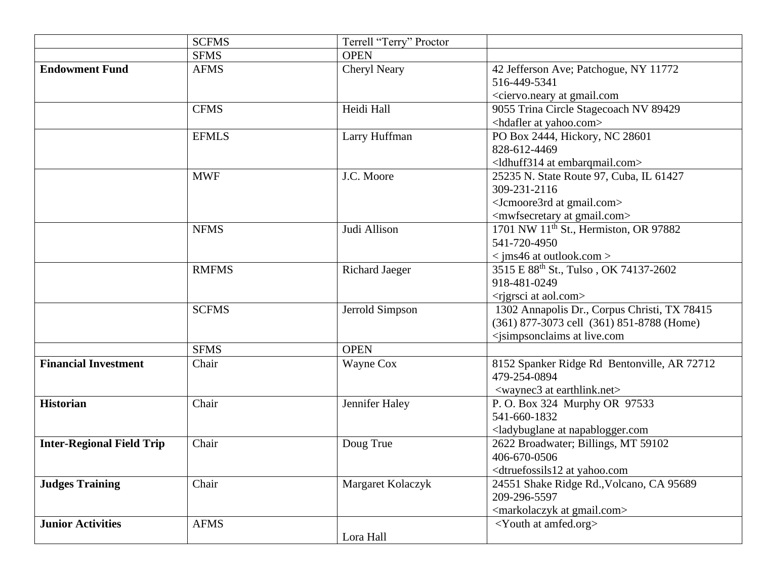| | | | |
|---|---|---|---|
| | SCFMS | Terrell “Terry” Proctor | |
| | SFMS | OPEN | |
| **Endowment Fund** | AFMS | Cheryl Neary | 42 Jefferson Ave; Patchogue, NY 11772<br>516-449-5341<br><ciervo.neary at gmail.com |
| | CFMS | Heidi Hall | 9055 Trina Circle Stagecoach NV 89429<br><hdafler at yahoo.com> |
| | EFMLS | Larry Huffman | PO Box 2444, Hickory, NC 28601<br>828-612-4469<br><ldhuff314 at embarqmail.com> |
| | MWF | J.C. Moore | 25235 N. State Route 97, Cuba, IL 61427<br>309-231-2116<br><Jcmoore3rd at gmail.com><br><mwfsecretary at gmail.com> |
| | NFMS | Judi Allison | 1701 NW 11th St., Hermiston, OR 97882<br>541-720-4950<br>< jms46 at outlook.com > |
| | RMFMS | Richard Jaeger | 3515 E 88th St., Tulso , OK 74137-2602<br>918-481-0249<br><rjgrsci at aol.com> |
| | SCFMS | Jerrold Simpson | 1302 Annapolis Dr., Corpus Christi, TX 78415<br>(361) 877-3073 cell (361) 851-8788 (Home)<br><jsimpsonclaims at live.com |
| | SFMS | OPEN | |
| **Financial Investment** | Chair | Wayne Cox | 8152 Spanker Ridge Rd Bentonville, AR 72712<br>479-254-0894<br><waynec3 at earthlink.net> |
| **Historian** | Chair | Jennifer Haley | P. O. Box 324 Murphy OR 97533<br>541-660-1832<br><ladybuglane at napablogger.com |
| **Inter-Regional Field Trip** | Chair | Doug True | 2622 Broadwater; Billings, MT 59102<br>406-670-0506<br><dtruefossils12 at yahoo.com |
| **Judges Training** | Chair | Margaret Kolaczyk | 24551 Shake Ridge Rd.,Volcano, CA 95689<br>209-296-5597<br><markolaczyk at gmail.com> |
| **Junior Activities** | AFMS | Lora Hall | <Youth at amfed.org> |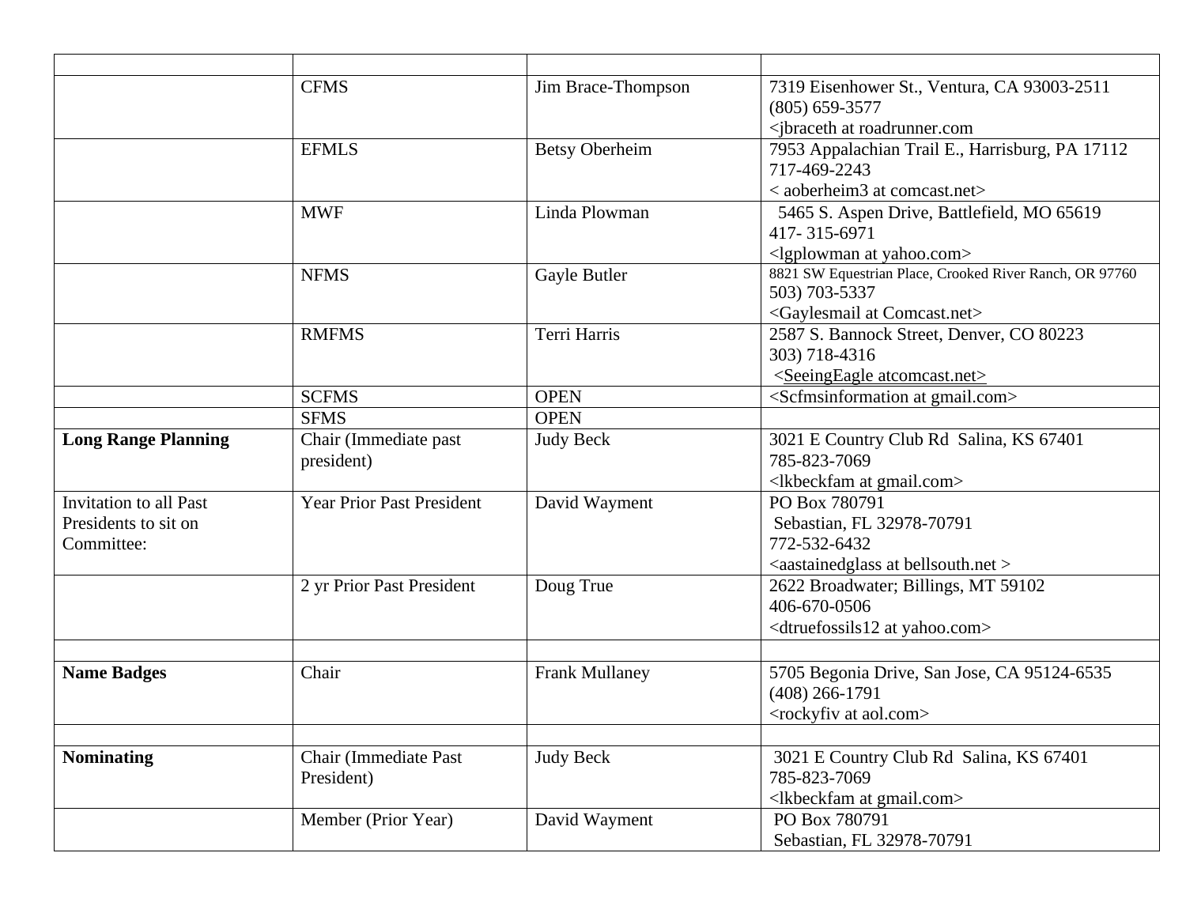| | | | |
|---|---|---|---|
| | CFMS | Jim Brace-Thompson | 7319 Eisenhower St., Ventura, CA 93003-2511<br>(805) 659-3577<br><jbraceth at roadrunner.com |
| | EFMLS | Betsy Oberheim | 7953 Appalachian Trail E., Harrisburg, PA 17112<br>717-469-2243<br>< aoberheim3 at comcast.net> |
| | MWF | Linda Plowman | 5465 S. Aspen Drive, Battlefield, MO 65619<br>417- 315-6971<br><lgplowman at yahoo.com> |
| | NFMS | Gayle Butler | 8821 SW Equestrian Place, Crooked River Ranch, OR 97760<br>503) 703-5337<br><Gaylesmail at Comcast.net> |
| | RMFMS | Terri Harris | 2587 S. Bannock Street, Denver, CO 80223<br>303) 718-4316<br><SeeingEagle atcomcast.net> |
| | SCFMS | OPEN | <Scfmsinformation at gmail.com> |
| | SFMS | OPEN | |
| **Long Range Planning** | Chair (Immediate past president) | Judy Beck | 3021 E Country Club Rd Salina, KS 67401<br>785-823-7069<br><lkbeckfam at gmail.com> |
| Invitation to all Past Presidents to sit on Committee: | Year Prior Past President | David Wayment | PO Box 780791<br>Sebastian, FL 32978-70791<br>772-532-6432<br><aastainedglass at bellsouth.net > |
| | 2 yr Prior Past President | Doug True | 2622 Broadwater; Billings, MT 59102<br>406-670-0506<br><dtruefossils12 at yahoo.com> |
| | | | |
| **Name Badges** | Chair | Frank Mullaney | 5705 Begonia Drive, San Jose, CA 95124-6535<br>(408) 266-1791<br><rockyfiv at aol.com> |
| | | | |
| **Nominating** | Chair (Immediate Past President) | Judy Beck | 3021 E Country Club Rd Salina, KS 67401<br>785-823-7069<br><lkbeckfam at gmail.com> |
| | Member (Prior Year) | David Wayment | PO Box 780791<br>Sebastian, FL 32978-70791 |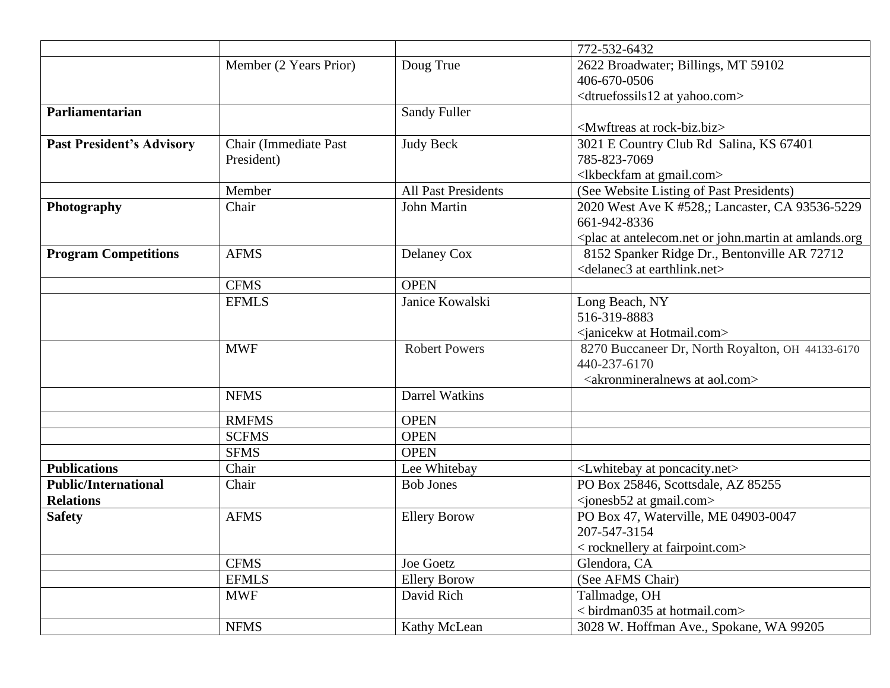| | | | |
|---|---|---|---|
| | | | 772-532-6432 |
| | Member (2 Years Prior) | Doug True | 2622 Broadwater; Billings, MT 59102<br>406-670-0506<br><dtruefossils12 at yahoo.com> |
| **Parliamentarian** | | Sandy Fuller | <Mwftreas at rock-biz.biz> |
| **Past President's Advisory** | Chair (Immediate Past President) | Judy Beck | 3021 E Country Club Rd Salina, KS 67401<br>785-823-7069<br><lkbeckfam at gmail.com> |
| | Member | All Past Presidents | (See Website Listing of Past Presidents) |
| **Photography** | Chair | John Martin | 2020 West Ave K #528,; Lancaster, CA 93536-5229<br>661-942-8336<br><plac at antelecom.net or john.martin at amlands.org |
| **Program Competitions** | AFMS | Delaney Cox | 8152 Spanker Ridge Dr., Bentonville AR 72712<br><delanec3 at earthlink.net> |
| | CFMS | OPEN | |
| | EFMLS | Janice Kowalski | Long Beach, NY<br>516-319-8883<br><janicekw at Hotmail.com> |
| | MWF | Robert Powers | 8270 Buccaneer Dr, North Royalton, OH 44133-6170<br>440-237-6170<br><akronmineralnews at aol.com> |
| | NFMS | Darrel Watkins | |
| | RMFMS | OPEN | |
| | SCFMS | OPEN | |
| | SFMS | OPEN | |
| **Publications** | Chair | Lee Whitebay | <Lwhitebay at poncacity.net> |
| **Public/International Relations** | Chair | Bob Jones | PO Box 25846, Scottsdale, AZ 85255<br><jonesb52 at gmail.com> |
| **Safety** | AFMS | Ellery Borow | PO Box 47, Waterville, ME 04903-0047<br>207-547-3154<br>< rocknellery at fairpoint.com> |
| | CFMS | Joe Goetz | Glendora, CA |
| | EFMLS | Ellery Borow | (See AFMS Chair) |
| | MWF | David Rich | Tallmadge, OH<br>< birdman035 at hotmail.com> |
| | NFMS | Kathy McLean | 3028 W. Hoffman Ave., Spokane, WA 99205 |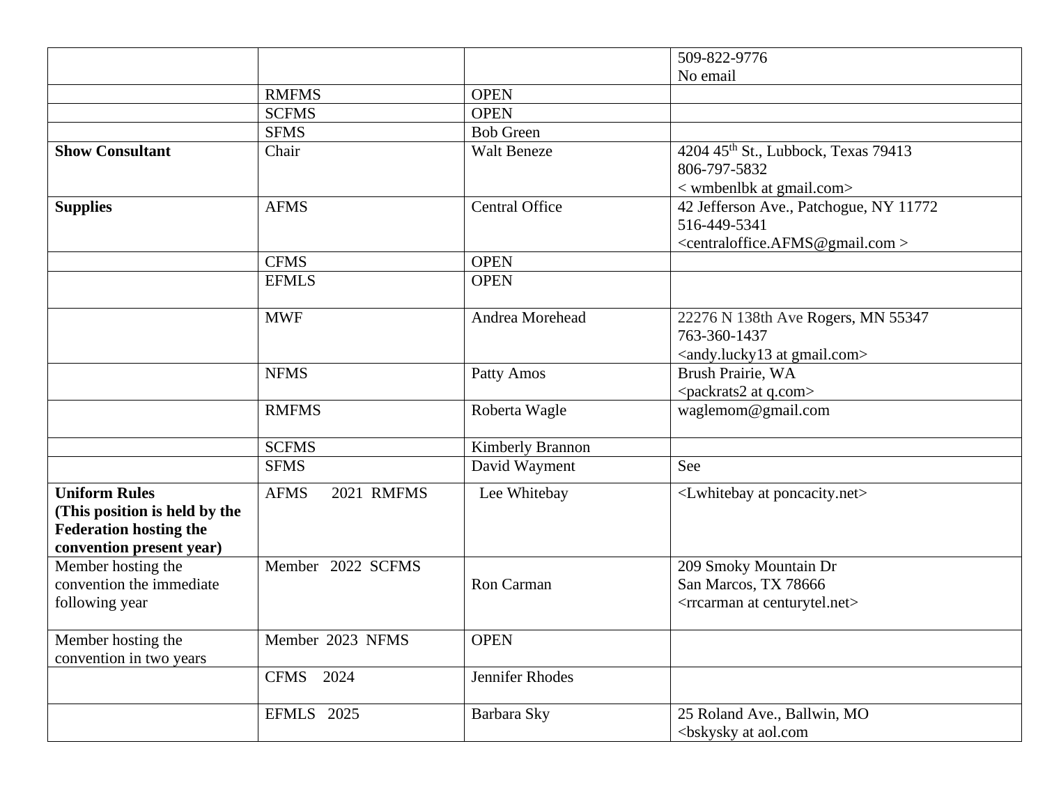| | | | |
|---|---|---|---|
| | | | 509-822-9776<br>No email |
| | RMFMS | OPEN | |
| | SCFMS | OPEN | |
| | SFMS | Bob Green | |
| **Show Consultant** | Chair | Walt Beneze | 4204 45th St., Lubbock, Texas 79413<br>806-797-5832<br>< wmbenlbk at gmail.com> |
| **Supplies** | AFMS | Central Office | 42 Jefferson Ave., Patchogue, NY 11772<br>516-449-5341<br><centraloffice.AFMS@gmail.com > |
| | CFMS | OPEN | |
| | EFMLS | OPEN | |
| | MWF | Andrea Morehead | 22276 N 138th Ave Rogers, MN 55347<br>763-360-1437<br><andy.lucky13 at gmail.com> |
| | NFMS | Patty Amos | Brush Prairie, WA<br><packrats2 at q.com> |
| | RMFMS | Roberta Wagle | waglemom@gmail.com |
| | SCFMS | Kimberly Brannon | |
| | SFMS | David Wayment | See |
| **Uniform Rules**<br>**(This position is held by the Federation hosting the convention present year)** | AFMS 2021 RMFMS | Lee Whitebay | <Lwhitebay at poncacity.net> |
| Member hosting the convention the immediate following year | Member 2022 SCFMS | Ron Carman | 209 Smoky Mountain Dr<br>San Marcos, TX 78666<br><rrcarman at centurytel.net> |
| Member hosting the convention in two years | Member 2023 NFMS | OPEN | |
| | CFMS 2024 | Jennifer Rhodes | |
| | EFMLS 2025 | Barbara Sky | 25 Roland Ave., Ballwin, MO<br><bskysky at aol.com |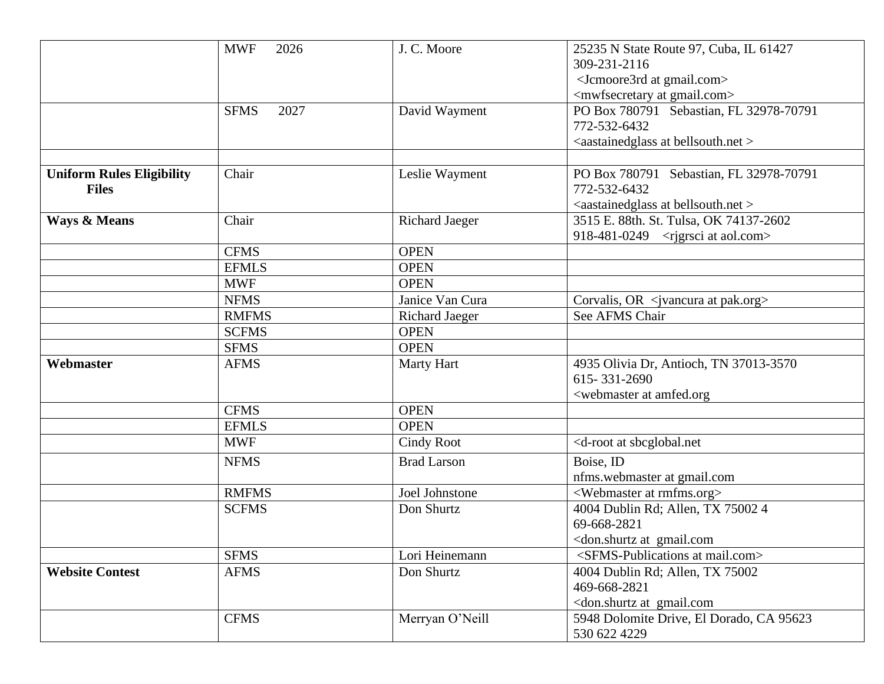| | | | |
|---|---|---|---|
| | MWF 2026 | J. C. Moore | 25235 N State Route 97, Cuba, IL 61427<br>309-231-2116<br><Jcmoore3rd at gmail.com><br><mwfsecretary at gmail.com> |
| | SFMS 2027 | David Wayment | PO Box 780791 Sebastian, FL 32978-70791<br>772-532-6432<br><aastainedglass at bellsouth.net > |
| | | | |
| **Uniform Rules Eligibility Files** | Chair | Leslie Wayment | PO Box 780791 Sebastian, FL 32978-70791<br>772-532-6432<br><aastainedglass at bellsouth.net > |
| **Ways & Means** | Chair | Richard Jaeger | 3515 E. 88th. St. Tulsa, OK 74137-2602<br>918-481-0249 <rjgrsci at aol.com> |
| | CFMS | OPEN | |
| | EFMLS | OPEN | |
| | MWF | OPEN | |
| | NFMS | Janice Van Cura | Corvalis, OR <jvancura at pak.org> |
| | RMFMS | Richard Jaeger | See AFMS Chair |
| | SCFMS | OPEN | |
| | SFMS | OPEN | |
| **Webmaster** | AFMS | Marty Hart | 4935 Olivia Dr, Antioch, TN 37013-3570<br>615- 331-2690<br><webmaster at amfed.org |
| | CFMS | OPEN | |
| | EFMLS | OPEN | |
| | MWF | Cindy Root | <d-root at sbcglobal.net |
| | NFMS | Brad Larson | Boise, ID<br>nfms.webmaster at gmail.com |
| | RMFMS | Joel Johnstone | <Webmaster at rmfms.org> |
| | SCFMS | Don Shurtz | 4004 Dublin Rd; Allen, TX 75002 4<br>69-668-2821<br><don.shurtz at gmail.com |
| | SFMS | Lori Heinemann | <SFMS-Publications at mail.com> |
| **Website Contest** | AFMS | Don Shurtz | 4004 Dublin Rd; Allen, TX 75002<br>469-668-2821<br><don.shurtz at gmail.com |
| | CFMS | Merryan O'Neill | 5948 Dolomite Drive, El Dorado, CA 95623<br>530 622 4229 |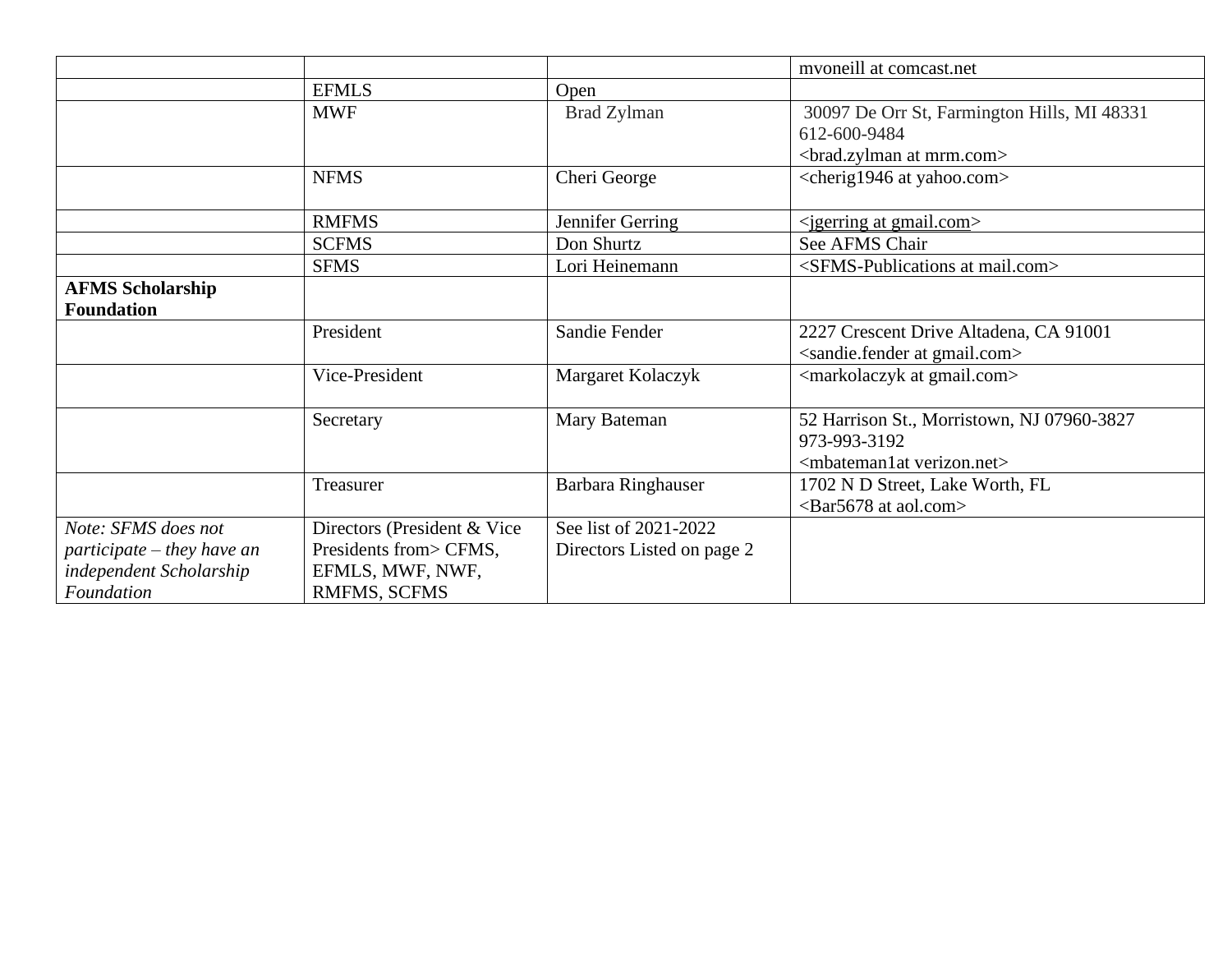| | | | |
|---|---|---|---|
| | | | mvoneill at comcast.net |
| | EFMLS | Open | |
| | MWF | Brad Zylman | 30097 De Orr St, Farmington Hills, MI 48331<br>612-600-9484<br><brad.zylman at mrm.com> |
| | NFMS | Cheri George | <cherig1946 at yahoo.com> |
| | RMFMS | Jennifer Gerring | <jgerring at gmail.com> |
| | SCFMS | Don Shurtz | See AFMS Chair |
| | SFMS | Lori Heinemann | <SFMS-Publications at mail.com> |
| **AFMS Scholarship Foundation** | | | |
| | President | Sandie Fender | 2227 Crescent Drive Altadena, CA 91001<br><sandie.fender at gmail.com> |
| | Vice-President | Margaret Kolaczyk | <markolaczyk at gmail.com> |
| | Secretary | Mary Bateman | 52 Harrison St., Morristown, NJ 07960-3827<br>973-993-3192<br><mbateman1at verizon.net> |
| | Treasurer | Barbara Ringhauser | 1702 N D Street, Lake Worth, FL<br><Bar5678 at aol.com> |
| *Note: SFMS does not participate – they have an independent Scholarship Foundation* | Directors (President & Vice Presidents from> CFMS, EFMLS, MWF, NWF, RMFMS, SCFMS | See list of 2021-2022 Directors Listed on page 2 | |